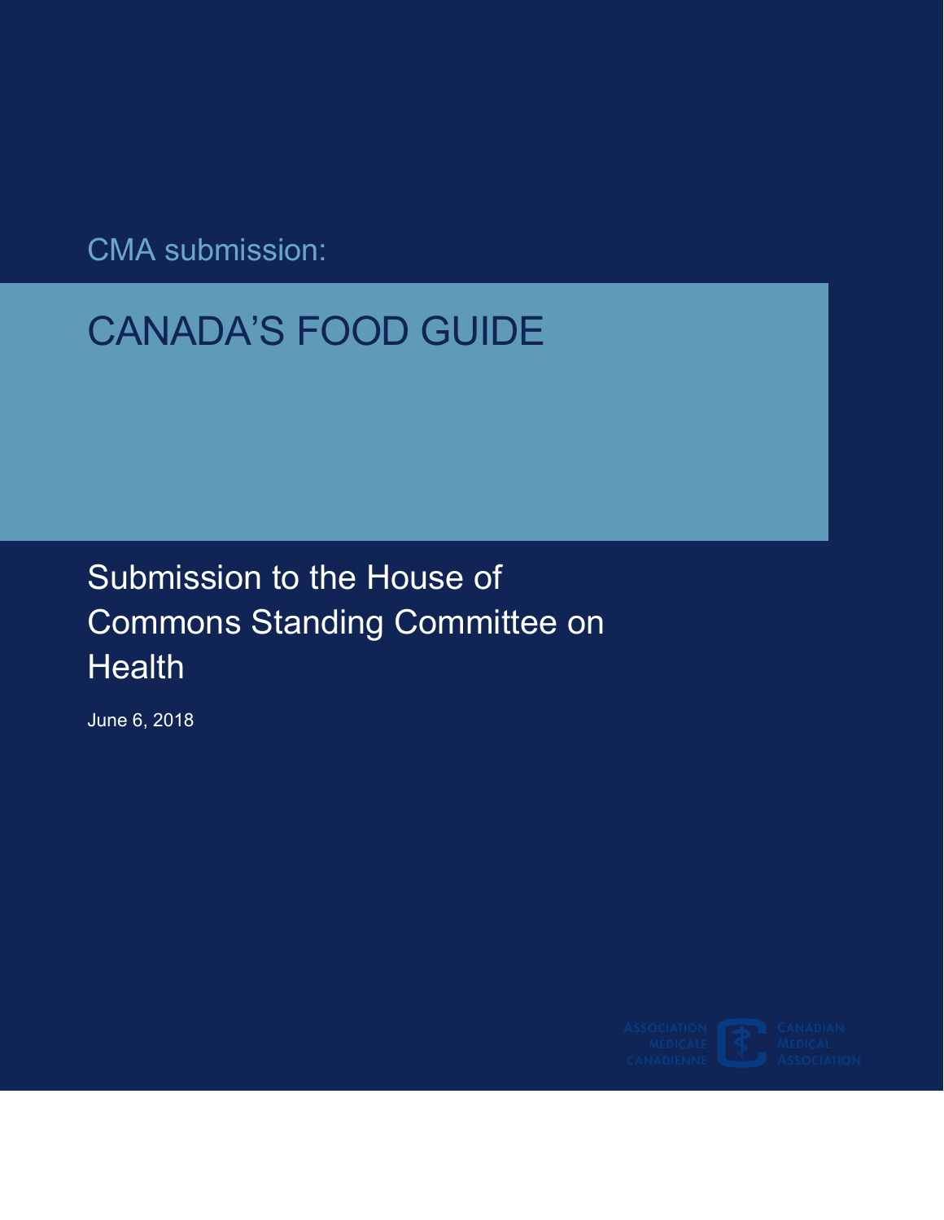CMA submission:

# CANADA'S FOOD GUIDE

## Submission to the House of Commons Standing Committee on Health

June 6, 2018

ASSOCIATION MÉDICALE CANADIENNE | CANADIAN MEDICAL ASSOCIATION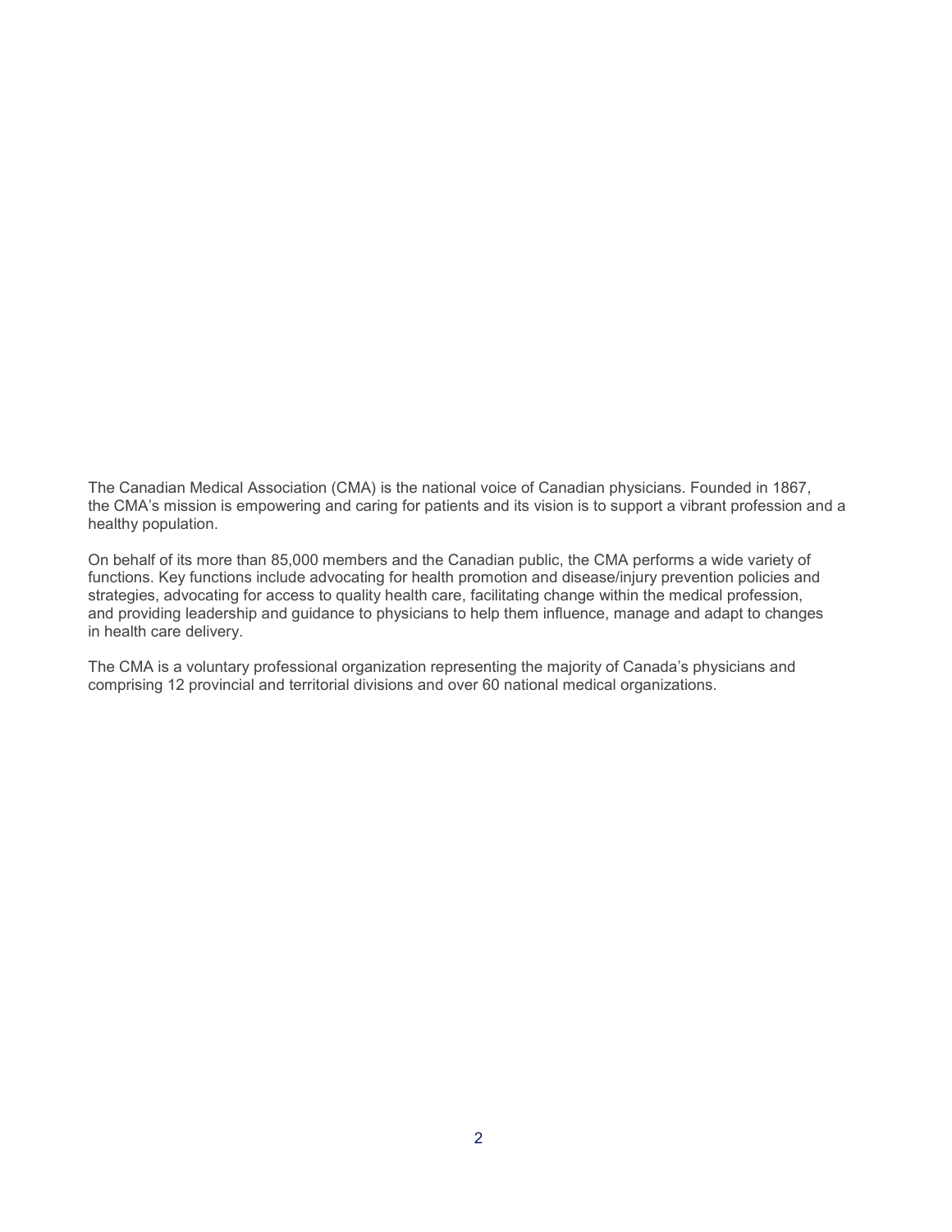The Canadian Medical Association (CMA) is the national voice of Canadian physicians. Founded in 1867, the CMA's mission is empowering and caring for patients and its vision is to support a vibrant profession and a healthy population.

On behalf of its more than 85,000 members and the Canadian public, the CMA performs a wide variety of functions. Key functions include advocating for health promotion and disease/injury prevention policies and strategies, advocating for access to quality health care, facilitating change within the medical profession, and providing leadership and guidance to physicians to help them influence, manage and adapt to changes in health care delivery.

The CMA is a voluntary professional organization representing the majority of Canada's physicians and comprising 12 provincial and territorial divisions and over 60 national medical organizations.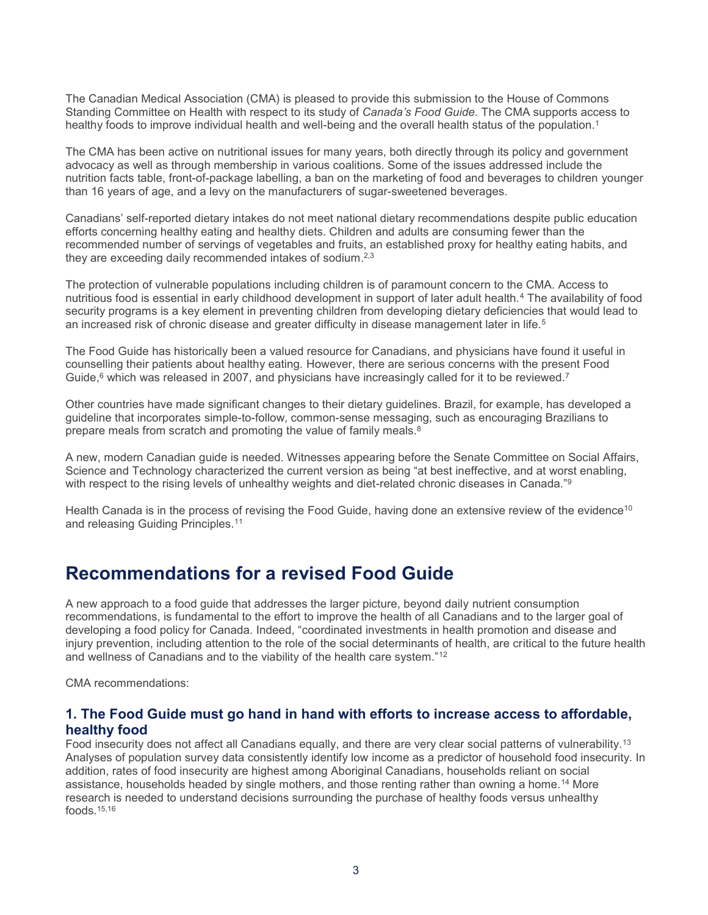The Canadian Medical Association (CMA) is pleased to provide this submission to the House of Commons Standing Committee on Health with respect to its study of *Canada's Food Guide*. The CMA supports access to healthy foods to improve individual health and well-being and the overall health status of the population.[1]

The CMA has been active on nutritional issues for many years, both directly through its policy and government advocacy as well as through membership in various coalitions. Some of the issues addressed include the nutrition facts table, front-of-package labelling, a ban on the marketing of food and beverages to children younger than 16 years of age, and a levy on the manufacturers of sugar-sweetened beverages.

Canadians' self-reported dietary intakes do not meet national dietary recommendations despite public education efforts concerning healthy eating and healthy diets. Children and adults are consuming fewer than the recommended number of servings of vegetables and fruits, an established proxy for healthy eating habits, and they are exceeding daily recommended intakes of sodium.[2,3]

The protection of vulnerable populations including children is of paramount concern to the CMA. Access to nutritious food is essential in early childhood development in support of later adult health.[4] The availability of food security programs is a key element in preventing children from developing dietary deficiencies that would lead to an increased risk of chronic disease and greater difficulty in disease management later in life.[5]

The Food Guide has historically been a valued resource for Canadians, and physicians have found it useful in counselling their patients about healthy eating. However, there are serious concerns with the present Food Guide,[6] which was released in 2007, and physicians have increasingly called for it to be reviewed.[7]

Other countries have made significant changes to their dietary guidelines. Brazil, for example, has developed a guideline that incorporates simple-to-follow, common-sense messaging, such as encouraging Brazilians to prepare meals from scratch and promoting the value of family meals.[8]

A new, modern Canadian guide is needed. Witnesses appearing before the Senate Committee on Social Affairs, Science and Technology characterized the current version as being "at best ineffective, and at worst enabling, with respect to the rising levels of unhealthy weights and diet-related chronic diseases in Canada."[9]

Health Canada is in the process of revising the Food Guide, having done an extensive review of the evidence[10] and releasing Guiding Principles.[11]

## Recommendations for a revised Food Guide

A new approach to a food guide that addresses the larger picture, beyond daily nutrient consumption recommendations, is fundamental to the effort to improve the health of all Canadians and to the larger goal of developing a food policy for Canada. Indeed, "coordinated investments in health promotion and disease and injury prevention, including attention to the role of the social determinants of health, are critical to the future health and wellness of Canadians and to the viability of the health care system."[12]

CMA recommendations:

### 1. The Food Guide must go hand in hand with efforts to increase access to affordable, healthy food

Food insecurity does not affect all Canadians equally, and there are very clear social patterns of vulnerability.[13] Analyses of population survey data consistently identify low income as a predictor of household food insecurity. In addition, rates of food insecurity are highest among Aboriginal Canadians, households reliant on social assistance, households headed by single mothers, and those renting rather than owning a home.[14] More research is needed to understand decisions surrounding the purchase of healthy foods versus unhealthy foods.[15,16]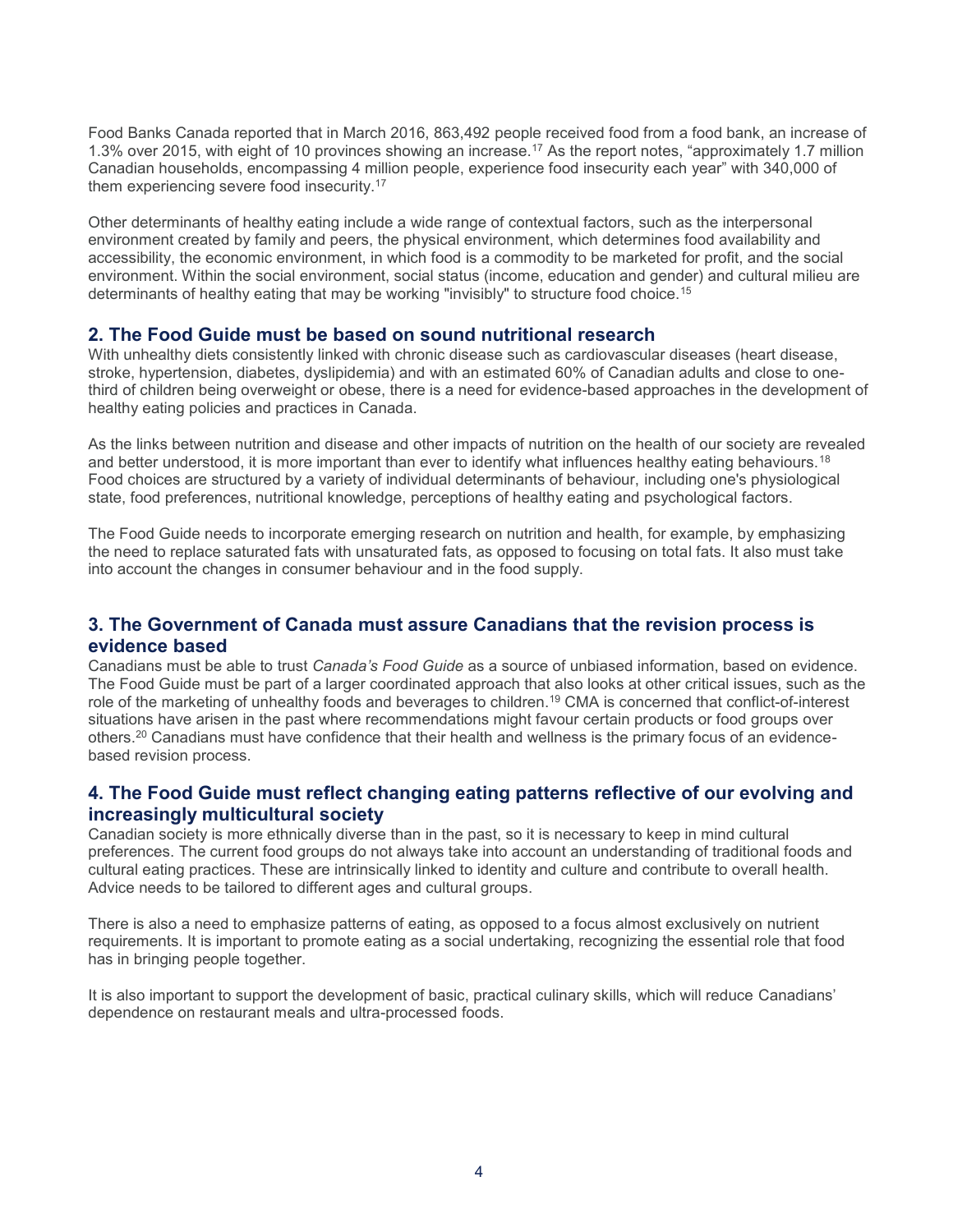Food Banks Canada reported that in March 2016, 863,492 people received food from a food bank, an increase of 1.3% over 2015, with eight of 10 provinces showing an increase.[17] As the report notes, “approximately 1.7 million Canadian households, encompassing 4 million people, experience food insecurity each year” with 340,000 of them experiencing severe food insecurity.[17]

Other determinants of healthy eating include a wide range of contextual factors, such as the interpersonal environment created by family and peers, the physical environment, which determines food availability and accessibility, the economic environment, in which food is a commodity to be marketed for profit, and the social environment. Within the social environment, social status (income, education and gender) and cultural milieu are determinants of healthy eating that may be working "invisibly" to structure food choice.[15]

## 2. The Food Guide must be based on sound nutritional research

With unhealthy diets consistently linked with chronic disease such as cardiovascular diseases (heart disease, stroke, hypertension, diabetes, dyslipidemia) and with an estimated 60% of Canadian adults and close to one-third of children being overweight or obese, there is a need for evidence-based approaches in the development of healthy eating policies and practices in Canada.

As the links between nutrition and disease and other impacts of nutrition on the health of our society are revealed and better understood, it is more important than ever to identify what influences healthy eating behaviours.[18] Food choices are structured by a variety of individual determinants of behaviour, including one's physiological state, food preferences, nutritional knowledge, perceptions of healthy eating and psychological factors.

The Food Guide needs to incorporate emerging research on nutrition and health, for example, by emphasizing the need to replace saturated fats with unsaturated fats, as opposed to focusing on total fats. It also must take into account the changes in consumer behaviour and in the food supply.

## 3. The Government of Canada must assure Canadians that the revision process is evidence based

Canadians must be able to trust *Canada’s Food Guide* as a source of unbiased information, based on evidence. The Food Guide must be part of a larger coordinated approach that also looks at other critical issues, such as the role of the marketing of unhealthy foods and beverages to children.[19] CMA is concerned that conflict-of-interest situations have arisen in the past where recommendations might favour certain products or food groups over others.[20] Canadians must have confidence that their health and wellness is the primary focus of an evidence-based revision process.

## 4. The Food Guide must reflect changing eating patterns reflective of our evolving and increasingly multicultural society

Canadian society is more ethnically diverse than in the past, so it is necessary to keep in mind cultural preferences. The current food groups do not always take into account an understanding of traditional foods and cultural eating practices. These are intrinsically linked to identity and culture and contribute to overall health. Advice needs to be tailored to different ages and cultural groups.

There is also a need to emphasize patterns of eating, as opposed to a focus almost exclusively on nutrient requirements. It is important to promote eating as a social undertaking, recognizing the essential role that food has in bringing people together.

It is also important to support the development of basic, practical culinary skills, which will reduce Canadians’ dependence on restaurant meals and ultra-processed foods.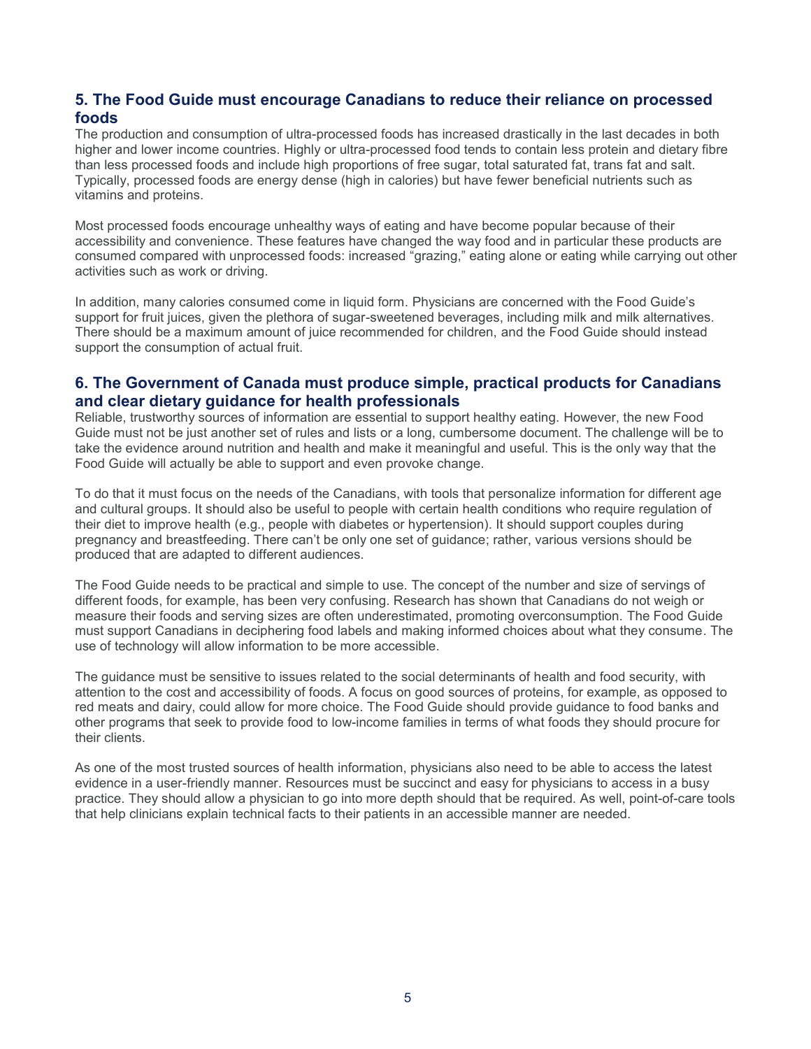## 5. The Food Guide must encourage Canadians to reduce their reliance on processed foods

The production and consumption of ultra-processed foods has increased drastically in the last decades in both higher and lower income countries. Highly or ultra-processed food tends to contain less protein and dietary fibre than less processed foods and include high proportions of free sugar, total saturated fat, trans fat and salt. Typically, processed foods are energy dense (high in calories) but have fewer beneficial nutrients such as vitamins and proteins.

Most processed foods encourage unhealthy ways of eating and have become popular because of their accessibility and convenience. These features have changed the way food and in particular these products are consumed compared with unprocessed foods: increased "grazing," eating alone or eating while carrying out other activities such as work or driving.

In addition, many calories consumed come in liquid form. Physicians are concerned with the Food Guide's support for fruit juices, given the plethora of sugar-sweetened beverages, including milk and milk alternatives. There should be a maximum amount of juice recommended for children, and the Food Guide should instead support the consumption of actual fruit.

## 6. The Government of Canada must produce simple, practical products for Canadians and clear dietary guidance for health professionals

Reliable, trustworthy sources of information are essential to support healthy eating. However, the new Food Guide must not be just another set of rules and lists or a long, cumbersome document. The challenge will be to take the evidence around nutrition and health and make it meaningful and useful. This is the only way that the Food Guide will actually be able to support and even provoke change.

To do that it must focus on the needs of the Canadians, with tools that personalize information for different age and cultural groups. It should also be useful to people with certain health conditions who require regulation of their diet to improve health (e.g., people with diabetes or hypertension). It should support couples during pregnancy and breastfeeding. There can't be only one set of guidance; rather, various versions should be produced that are adapted to different audiences.

The Food Guide needs to be practical and simple to use. The concept of the number and size of servings of different foods, for example, has been very confusing. Research has shown that Canadians do not weigh or measure their foods and serving sizes are often underestimated, promoting overconsumption. The Food Guide must support Canadians in deciphering food labels and making informed choices about what they consume. The use of technology will allow information to be more accessible.

The guidance must be sensitive to issues related to the social determinants of health and food security, with attention to the cost and accessibility of foods. A focus on good sources of proteins, for example, as opposed to red meats and dairy, could allow for more choice. The Food Guide should provide guidance to food banks and other programs that seek to provide food to low-income families in terms of what foods they should procure for their clients.

As one of the most trusted sources of health information, physicians also need to be able to access the latest evidence in a user-friendly manner. Resources must be succinct and easy for physicians to access in a busy practice. They should allow a physician to go into more depth should that be required. As well, point-of-care tools that help clinicians explain technical facts to their patients in an accessible manner are needed.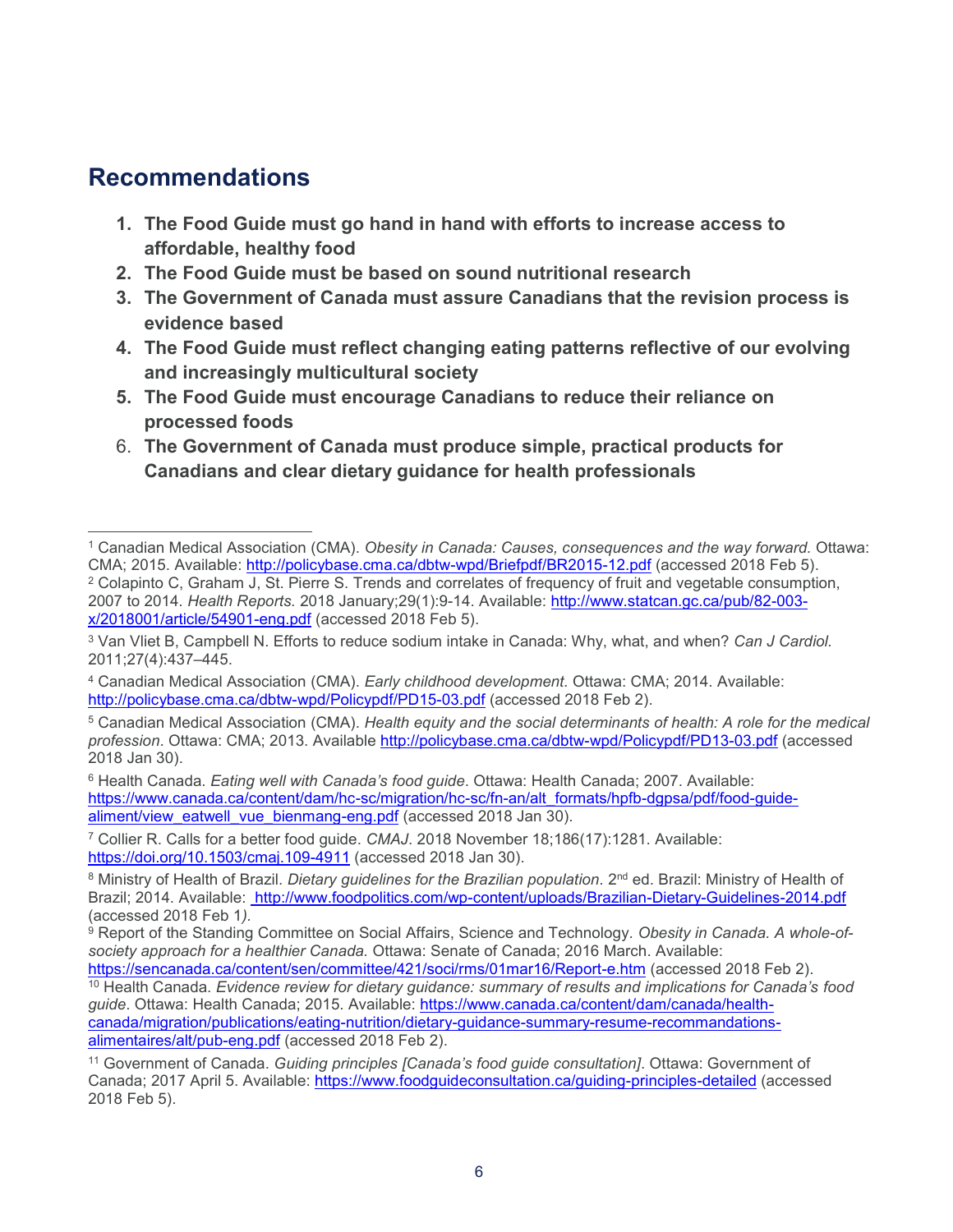## Recommendations

1. **The Food Guide must go hand in hand with efforts to increase access to affordable, healthy food**
2. **The Food Guide must be based on sound nutritional research**
3. **The Government of Canada must assure Canadians that the revision process is evidence based**
4. **The Food Guide must reflect changing eating patterns reflective of our evolving and increasingly multicultural society**
5. **The Food Guide must encourage Canadians to reduce their reliance on processed foods**
6. **The Government of Canada must produce simple, practical products for Canadians and clear dietary guidance for health professionals**

---

[1] Canadian Medical Association (CMA). *Obesity in Canada: Causes, consequences and the way forward.* Ottawa: CMA; 2015. Available: http://policybase.cma.ca/dbtw-wpd/Briefpdf/BR2015-12.pdf (accessed 2018 Feb 5).

[2] Colapinto C, Graham J, St. Pierre S. Trends and correlates of frequency of fruit and vegetable consumption, 2007 to 2014. *Health Reports.* 2018 January;29(1):9-14. Available: http://www.statcan.gc.ca/pub/82-003-x/2018001/article/54901-eng.pdf (accessed 2018 Feb 5).

[3] Van Vliet B, Campbell N. Efforts to reduce sodium intake in Canada: Why, what, and when? *Can J Cardiol.* 2011;27(4):437–445.

[4] Canadian Medical Association (CMA). *Early childhood development.* Ottawa: CMA; 2014. Available: http://policybase.cma.ca/dbtw-wpd/Policypdf/PD15-03.pdf (accessed 2018 Feb 2).

[5] Canadian Medical Association (CMA). *Health equity and the social determinants of health: A role for the medical profession*. Ottawa: CMA; 2013. Available http://policybase.cma.ca/dbtw-wpd/Policypdf/PD13-03.pdf (accessed 2018 Jan 30).

[6] Health Canada. *Eating well with Canada's food guide*. Ottawa: Health Canada; 2007. Available: https://www.canada.ca/content/dam/hc-sc/migration/hc-sc/fn-an/alt_formats/hpfb-dgpsa/pdf/food-guide-aliment/view_eatwell_vue_bienmang-eng.pdf (accessed 2018 Jan 30).

[7] Collier R. Calls for a better food guide. *CMAJ*. 2018 November 18;186(17):1281. Available: https://doi.org/10.1503/cmaj.109-4911 (accessed 2018 Jan 30).

[8] Ministry of Health of Brazil. *Dietary guidelines for the Brazilian population.* 2nd ed. Brazil: Ministry of Health of Brazil; 2014. Available: http://www.foodpolitics.com/wp-content/uploads/Brazilian-Dietary-Guidelines-2014.pdf (accessed 2018 Feb 1).

[9] Report of the Standing Committee on Social Affairs, Science and Technology. *Obesity in Canada. A whole-of-society approach for a healthier Canada.* Ottawa: Senate of Canada; 2016 March. Available: https://sencanada.ca/content/sen/committee/421/soci/rms/01mar16/Report-e.htm (accessed 2018 Feb 2).

[10] Health Canada. *Evidence review for dietary guidance: summary of results and implications for Canada's food guide*. Ottawa: Health Canada; 2015. Available: https://www.canada.ca/content/dam/canada/health-canada/migration/publications/eating-nutrition/dietary-guidance-summary-resume-recommandations-alimentaires/alt/pub-eng.pdf (accessed 2018 Feb 2).

[11] Government of Canada. *Guiding principles [Canada's food guide consultation]*. Ottawa: Government of Canada; 2017 April 5. Available: https://www.foodguideconsultation.ca/guiding-principles-detailed (accessed 2018 Feb 5).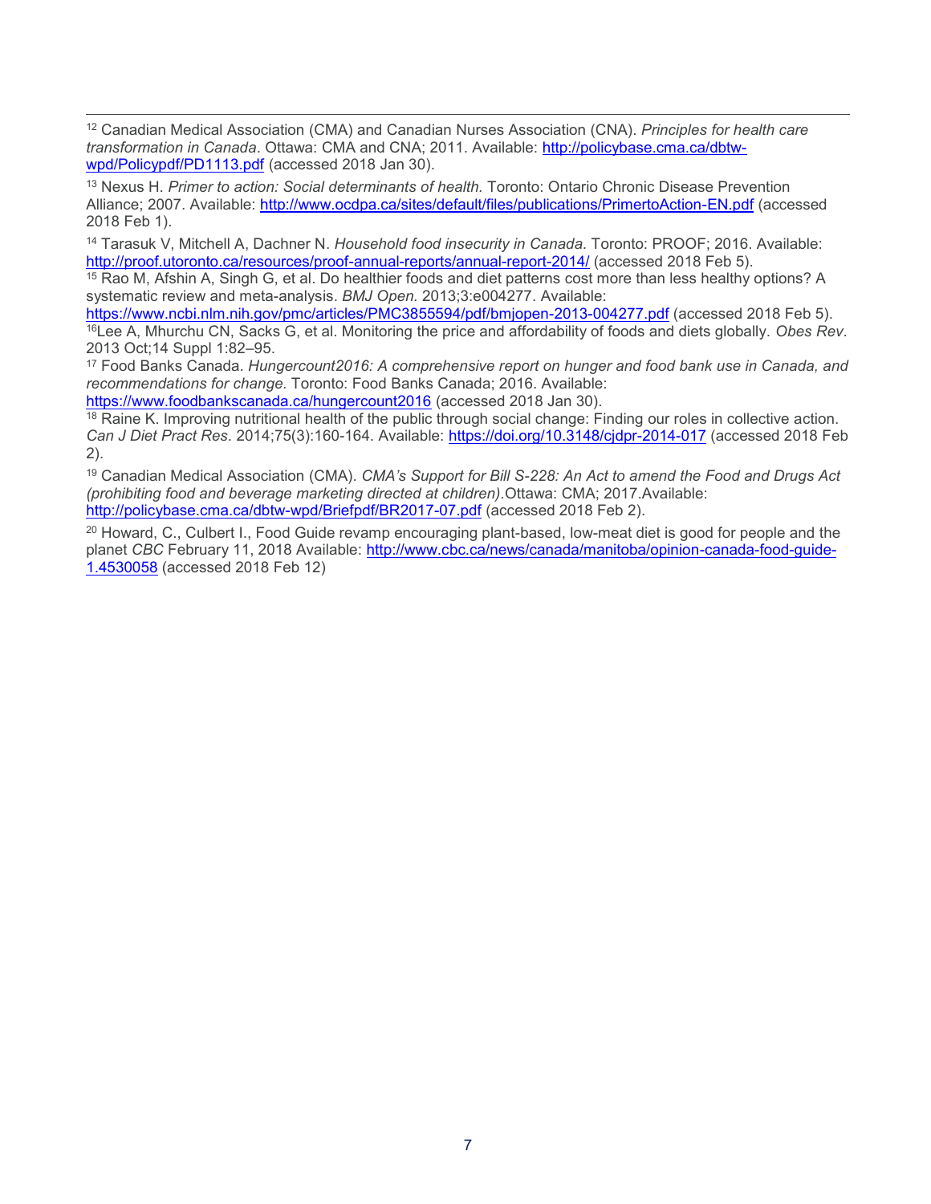[12] Canadian Medical Association (CMA) and Canadian Nurses Association (CNA). *Principles for health care transformation in Canada*. Ottawa: CMA and CNA; 2011. Available: http://policybase.cma.ca/dbtw-wpd/Policypdf/PD1113.pdf (accessed 2018 Jan 30).

[13] Nexus H. *Primer to action: Social determinants of health.* Toronto: Ontario Chronic Disease Prevention Alliance; 2007. Available: http://www.ocdpa.ca/sites/default/files/publications/PrimertoAction-EN.pdf (accessed 2018 Feb 1).

[14] Tarasuk V, Mitchell A, Dachner N. *Household food insecurity in Canada*. Toronto: PROOF; 2016. Available: http://proof.utoronto.ca/resources/proof-annual-reports/annual-report-2014/ (accessed 2018 Feb 5).

[15] Rao M, Afshin A, Singh G, et al. Do healthier foods and diet patterns cost more than less healthy options? A systematic review and meta-analysis. *BMJ Open.* 2013;3:e004277. Available: https://www.ncbi.nlm.nih.gov/pmc/articles/PMC3855594/pdf/bmjopen-2013-004277.pdf (accessed 2018 Feb 5).

[16]Lee A, Mhurchu CN, Sacks G, et al. Monitoring the price and affordability of foods and diets globally. *Obes Rev*. 2013 Oct;14 Suppl 1:82–95.

[17] Food Banks Canada. *Hungercount2016: A comprehensive report on hunger and food bank use in Canada, and recommendations for change.* Toronto: Food Banks Canada; 2016. Available: https://www.foodbankscanada.ca/hungercount2016 (accessed 2018 Jan 30).

[18] Raine K. Improving nutritional health of the public through social change: Finding our roles in collective action. *Can J Diet Pract Res*. 2014;75(3):160-164. Available: https://doi.org/10.3148/cjdpr-2014-017 (accessed 2018 Feb 2).

[19] Canadian Medical Association (CMA). *CMA's Support for Bill S-228: An Act to amend the Food and Drugs Act (prohibiting food and beverage marketing directed at children)*.Ottawa: CMA; 2017.Available: http://policybase.cma.ca/dbtw-wpd/Briefpdf/BR2017-07.pdf (accessed 2018 Feb 2).

[20] Howard, C., Culbert I., Food Guide revamp encouraging plant-based, low-meat diet is good for people and the planet *CBC* February 11, 2018 Available: http://www.cbc.ca/news/canada/manitoba/opinion-canada-food-guide-1.4530058 (accessed 2018 Feb 12)